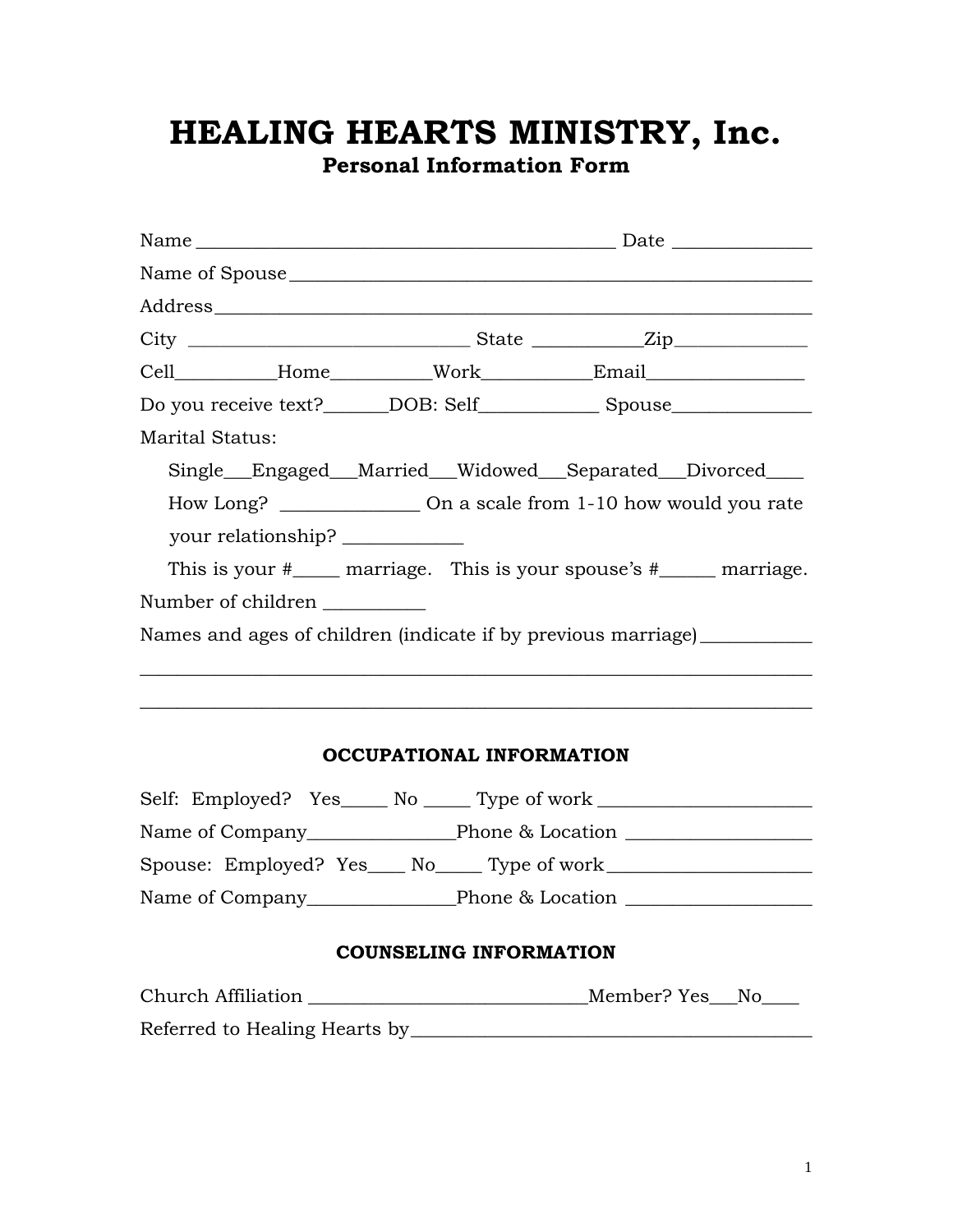# HEALING HEARTS MINISTRY, Inc.

## Personal Information Form

Name _____________________________________________ Date ______________

Name of Spouse________________________________________________________

Address_______________________________________________________________

City _____________________________ State ___________Zip_____________

Cell__________Home__________Work___________Email________________

Do you receive text?______DOB: Self____________ Spouse______________

Marital Status:

Single___Engaged___Married___Widowed___Separated___Divorced____

How Long? ______________ On a scale from 1-10 how would you rate your relationship? ____________

This is your #_____ marriage. This is your spouse's #______ marriage.

Number of children __________

Names and ages of children (indicate if by previous marriage)___________

______________________________________________________________________

______________________________________________________________________

### OCCUPATIONAL INFORMATION

Self: Employed? Yes_____ No _____ Type of work ______________________

Name of Company_______________Phone & Location ___________________

Spouse: Employed? Yes____ No_____ Type of work_____________________

Name of Company_______________Phone & Location ___________________

### COUNSELING INFORMATION

Church Affiliation _____________________________Member? Yes___No____

Referred to Healing Hearts by__________________________________________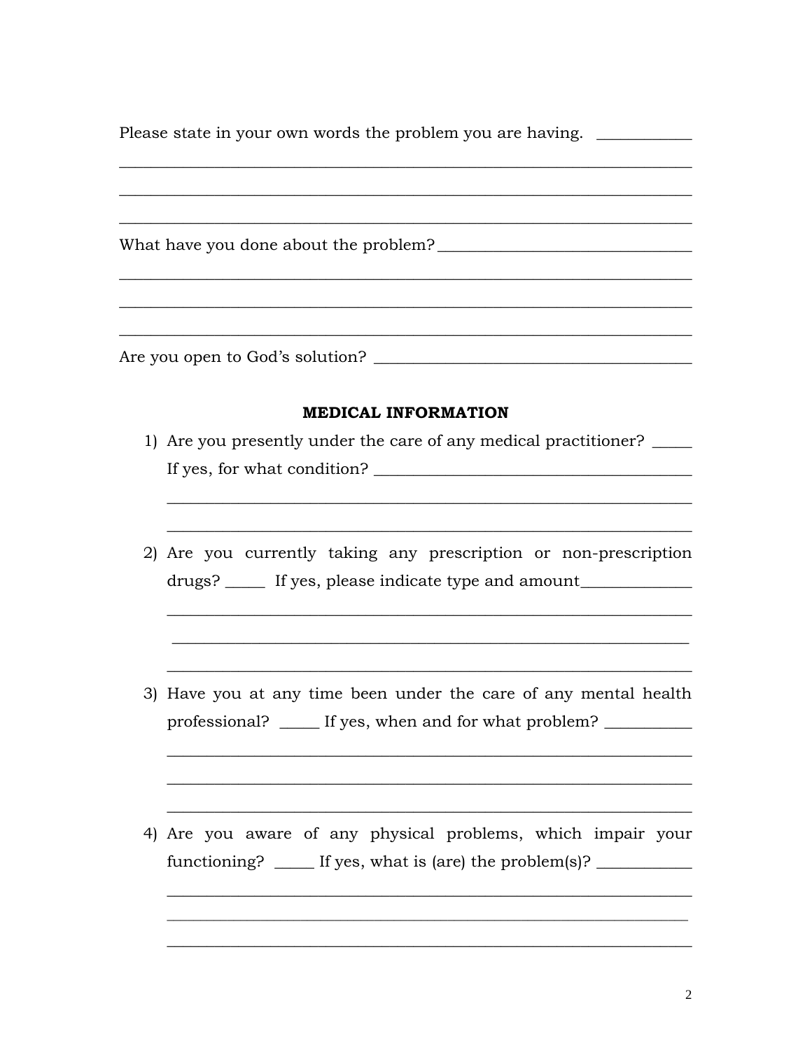Please state in your own words the problem you are having. ____________

________________________________________________________________________

________________________________________________________________________

________________________________________________________________________

What have you done about the problem? ________________________________

________________________________________________________________________

________________________________________________________________________

________________________________________________________________________

Are you open to God's solution? ________________________________________

**MEDICAL INFORMATION**

1) Are you presently under the care of any medical practitioner? _____
   If yes, for what condition? ________________________________________

   ____________________________________________________________________

   ____________________________________________________________________

2) Are you currently taking any prescription or non-prescription drugs? _____ If yes, please indicate type and amount______________

   ____________________________________________________________________

   ____________________________________________________________________

   ____________________________________________________________________

3) Have you at any time been under the care of any mental health professional? _____ If yes, when and for what problem? ___________

   ____________________________________________________________________

   ____________________________________________________________________

   ____________________________________________________________________

4) Are you aware of any physical problems, which impair your functioning? _____ If yes, what is (are) the problem(s)? ____________

   ____________________________________________________________________

   ____________________________________________________________________

   ____________________________________________________________________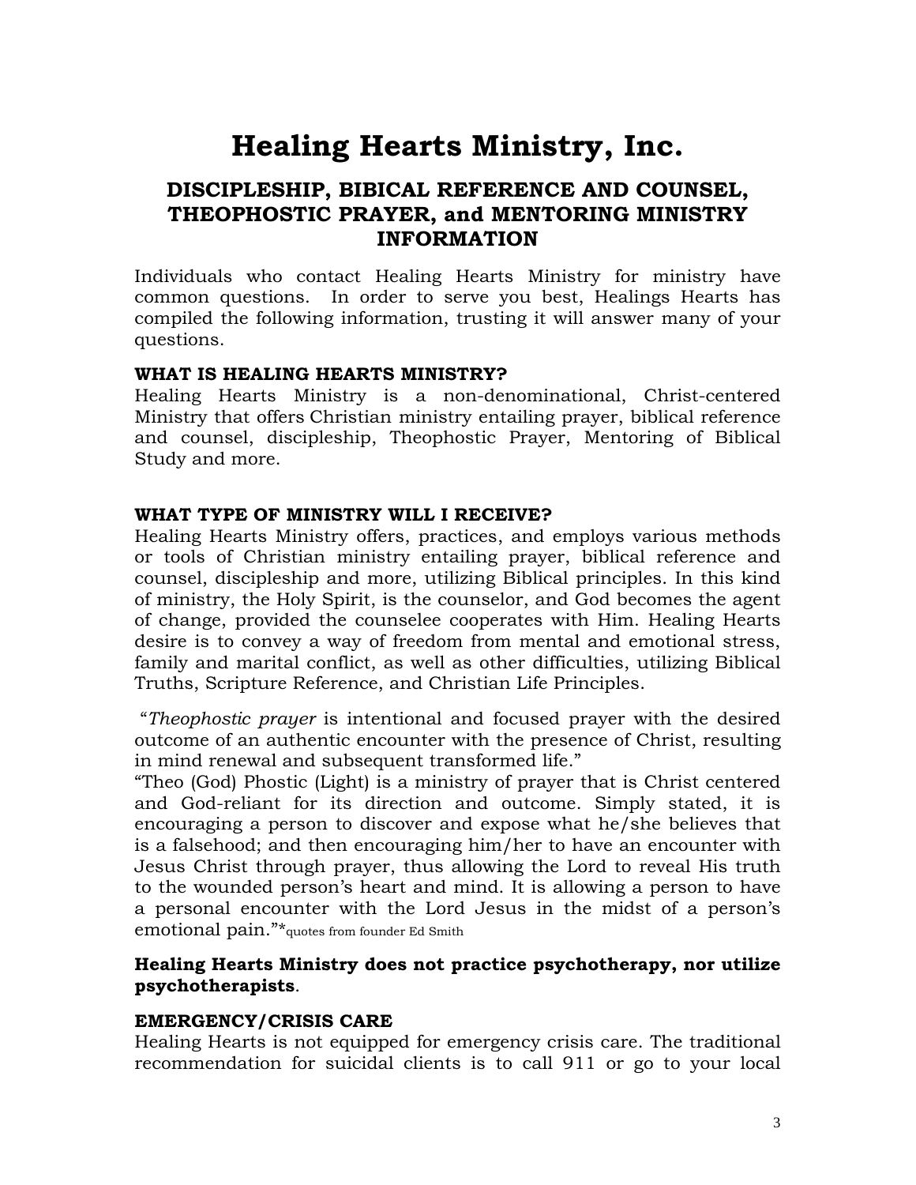# Healing Hearts Ministry, Inc.

## DISCIPLESHIP, BIBICAL REFERENCE AND COUNSEL, THEOPHOSTIC PRAYER, and MENTORING MINISTRY INFORMATION

Individuals who contact Healing Hearts Ministry for ministry have common questions. In order to serve you best, Healings Hearts has compiled the following information, trusting it will answer many of your questions.

**WHAT IS HEALING HEARTS MINISTRY?**
Healing Hearts Ministry is a non-denominational, Christ-centered Ministry that offers Christian ministry entailing prayer, biblical reference and counsel, discipleship, Theophostic Prayer, Mentoring of Biblical Study and more.

**WHAT TYPE OF MINISTRY WILL I RECEIVE?**
Healing Hearts Ministry offers, practices, and employs various methods or tools of Christian ministry entailing prayer, biblical reference and counsel, discipleship and more, utilizing Biblical principles. In this kind of ministry, the Holy Spirit, is the counselor, and God becomes the agent of change, provided the counselee cooperates with Him. Healing Hearts desire is to convey a way of freedom from mental and emotional stress, family and marital conflict, as well as other difficulties, utilizing Biblical Truths, Scripture Reference, and Christian Life Principles.

"*Theophostic prayer* is intentional and focused prayer with the desired outcome of an authentic encounter with the presence of Christ, resulting in mind renewal and subsequent transformed life."
"Theo (God) Phostic (Light) is a ministry of prayer that is Christ centered and God-reliant for its direction and outcome. Simply stated, it is encouraging a person to discover and expose what he/she believes that is a falsehood; and then encouraging him/her to have an encounter with Jesus Christ through prayer, thus allowing the Lord to reveal His truth to the wounded person's heart and mind. It is allowing a person to have a personal encounter with the Lord Jesus in the midst of a person's emotional pain."*quotes from founder Ed Smith

**Healing Hearts Ministry does not practice psychotherapy, nor utilize psychotherapists**.

**EMERGENCY/CRISIS CARE**
Healing Hearts is not equipped for emergency crisis care. The traditional recommendation for suicidal clients is to call 911 or go to your local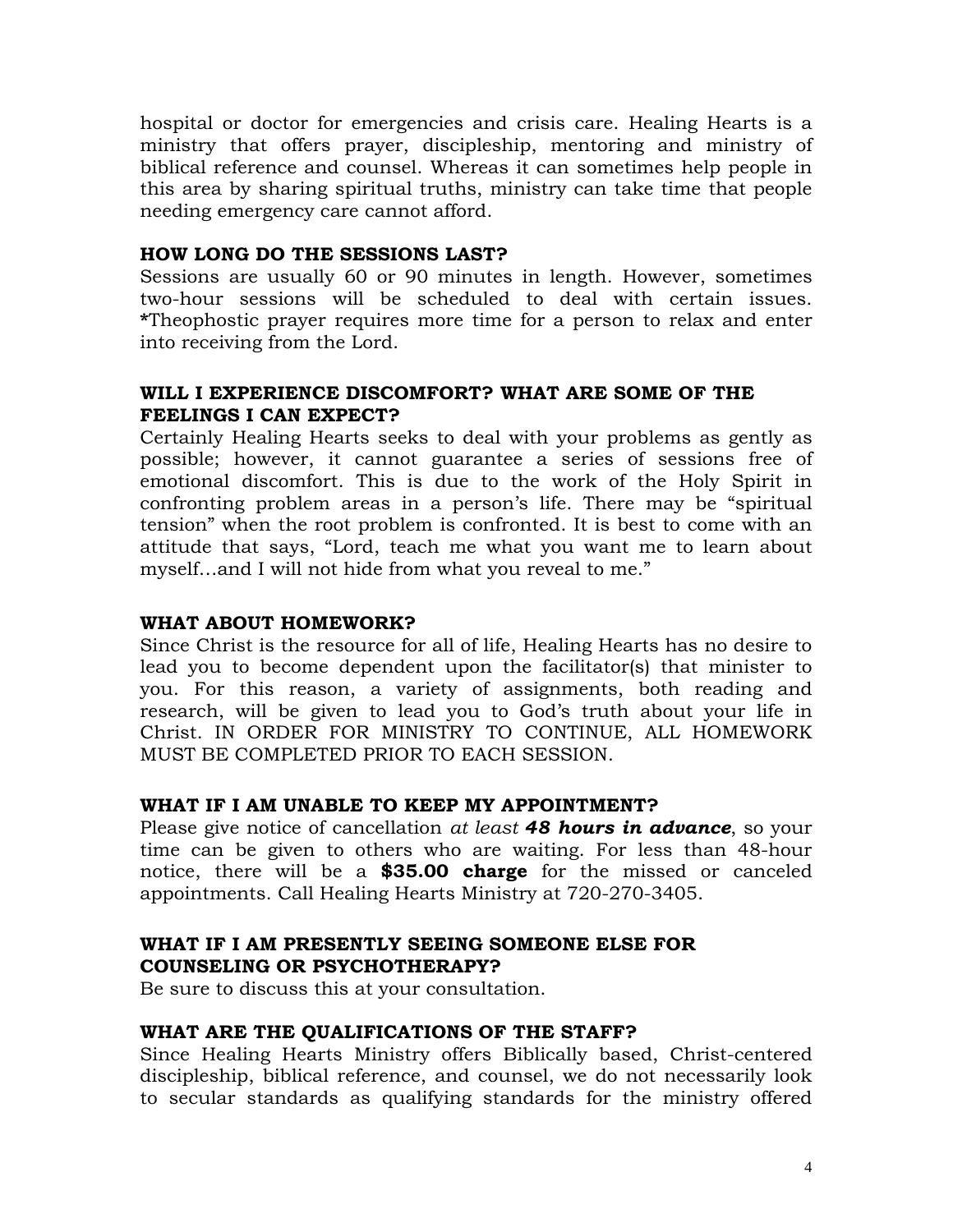hospital or doctor for emergencies and crisis care. Healing Hearts is a ministry that offers prayer, discipleship, mentoring and ministry of biblical reference and counsel. Whereas it can sometimes help people in this area by sharing spiritual truths, ministry can take time that people needing emergency care cannot afford.

### HOW LONG DO THE SESSIONS LAST?

Sessions are usually 60 or 90 minutes in length. However, sometimes two-hour sessions will be scheduled to deal with certain issues. **\***Theophostic prayer requires more time for a person to relax and enter into receiving from the Lord.

### WILL I EXPERIENCE DISCOMFORT? WHAT ARE SOME OF THE FEELINGS I CAN EXPECT?

Certainly Healing Hearts seeks to deal with your problems as gently as possible; however, it cannot guarantee a series of sessions free of emotional discomfort. This is due to the work of the Holy Spirit in confronting problem areas in a person's life. There may be "spiritual tension" when the root problem is confronted. It is best to come with an attitude that says, "Lord, teach me what you want me to learn about myself…and I will not hide from what you reveal to me."

### WHAT ABOUT HOMEWORK?

Since Christ is the resource for all of life, Healing Hearts has no desire to lead you to become dependent upon the facilitator(s) that minister to you. For this reason, a variety of assignments, both reading and research, will be given to lead you to God's truth about your life in Christ. IN ORDER FOR MINISTRY TO CONTINUE, ALL HOMEWORK MUST BE COMPLETED PRIOR TO EACH SESSION.

### WHAT IF I AM UNABLE TO KEEP MY APPOINTMENT?

Please give notice of cancellation *at least* ***48 hours in advance***, so your time can be given to others who are waiting. For less than 48-hour notice, there will be a **$35.00 charge** for the missed or canceled appointments. Call Healing Hearts Ministry at 720-270-3405.

### WHAT IF I AM PRESENTLY SEEING SOMEONE ELSE FOR COUNSELING OR PSYCHOTHERAPY?

Be sure to discuss this at your consultation.

### WHAT ARE THE QUALIFICATIONS OF THE STAFF?

Since Healing Hearts Ministry offers Biblically based, Christ-centered discipleship, biblical reference, and counsel, we do not necessarily look to secular standards as qualifying standards for the ministry offered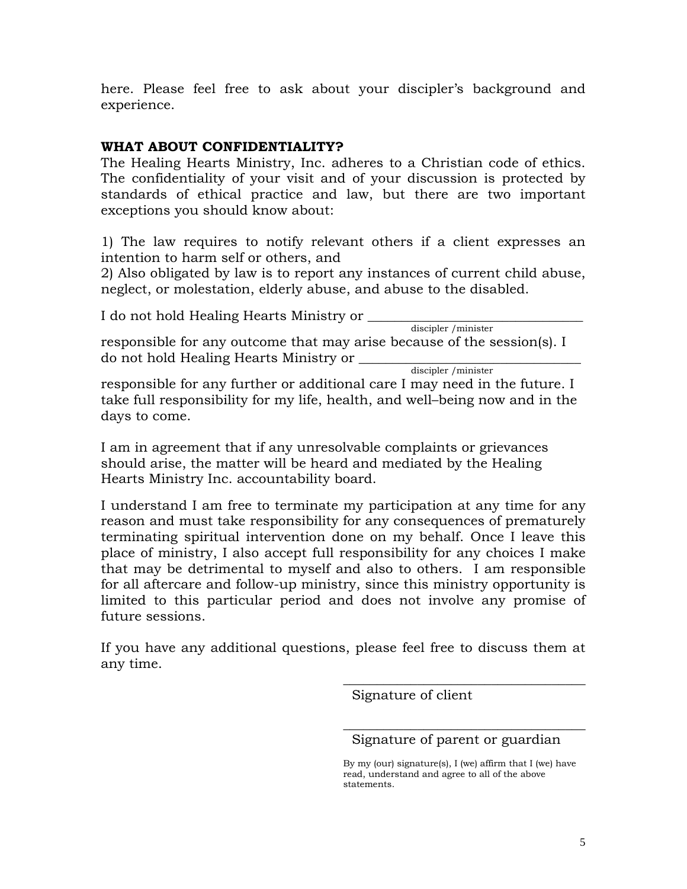here. Please feel free to ask about your discipler's background and experience.

**WHAT ABOUT CONFIDENTIALITY?**

The Healing Hearts Ministry, Inc. adheres to a Christian code of ethics. The confidentiality of your visit and of your discussion is protected by standards of ethical practice and law, but there are two important exceptions you should know about:

1) The law requires to notify relevant others if a client expresses an intention to harm self or others, and
2) Also obligated by law is to report any instances of current child abuse, neglect, or molestation, elderly abuse, and abuse to the disabled.

I do not hold Healing Hearts Ministry or ______________________________
discipler /minister
responsible for any outcome that may arise because of the session(s). I do not hold Healing Hearts Ministry or ______________________________
discipler /minister
responsible for any further or additional care I may need in the future. I take full responsibility for my life, health, and well–being now and in the days to come.

I am in agreement that if any unresolvable complaints or grievances should arise, the matter will be heard and mediated by the Healing Hearts Ministry Inc. accountability board.

I understand I am free to terminate my participation at any time for any reason and must take responsibility for any consequences of prematurely terminating spiritual intervention done on my behalf. Once I leave this place of ministry, I also accept full responsibility for any choices I make that may be detrimental to myself and also to others. I am responsible for all aftercare and follow-up ministry, since this ministry opportunity is limited to this particular period and does not involve any promise of future sessions.

If you have any additional questions, please feel free to discuss them at any time.

______________________________
Signature of client

______________________________
Signature of parent or guardian

By my (our) signature(s), I (we) affirm that I (we) have read, understand and agree to all of the above statements.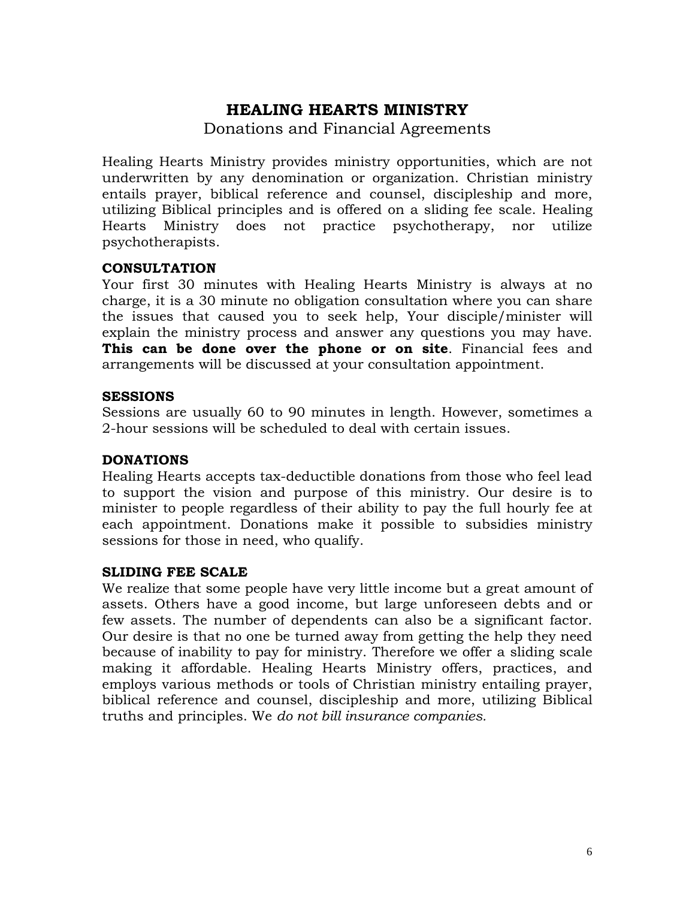# HEALING HEARTS MINISTRY

Donations and Financial Agreements

Healing Hearts Ministry provides ministry opportunities, which are not underwritten by any denomination or organization. Christian ministry entails prayer, biblical reference and counsel, discipleship and more, utilizing Biblical principles and is offered on a sliding fee scale. Healing Hearts Ministry does not practice psychotherapy, nor utilize psychotherapists.

### CONSULTATION

Your first 30 minutes with Healing Hearts Ministry is always at no charge, it is a 30 minute no obligation consultation where you can share the issues that caused you to seek help, Your disciple/minister will explain the ministry process and answer any questions you may have. **This can be done over the phone or on site**. Financial fees and arrangements will be discussed at your consultation appointment.

### SESSIONS

Sessions are usually 60 to 90 minutes in length. However, sometimes a 2-hour sessions will be scheduled to deal with certain issues.

### DONATIONS

Healing Hearts accepts tax-deductible donations from those who feel lead to support the vision and purpose of this ministry. Our desire is to minister to people regardless of their ability to pay the full hourly fee at each appointment. Donations make it possible to subsidies ministry sessions for those in need, who qualify.

### SLIDING FEE SCALE

We realize that some people have very little income but a great amount of assets. Others have a good income, but large unforeseen debts and or few assets. The number of dependents can also be a significant factor. Our desire is that no one be turned away from getting the help they need because of inability to pay for ministry. Therefore we offer a sliding scale making it affordable. Healing Hearts Ministry offers, practices, and employs various methods or tools of Christian ministry entailing prayer, biblical reference and counsel, discipleship and more, utilizing Biblical truths and principles. We *do not bill insurance companies.*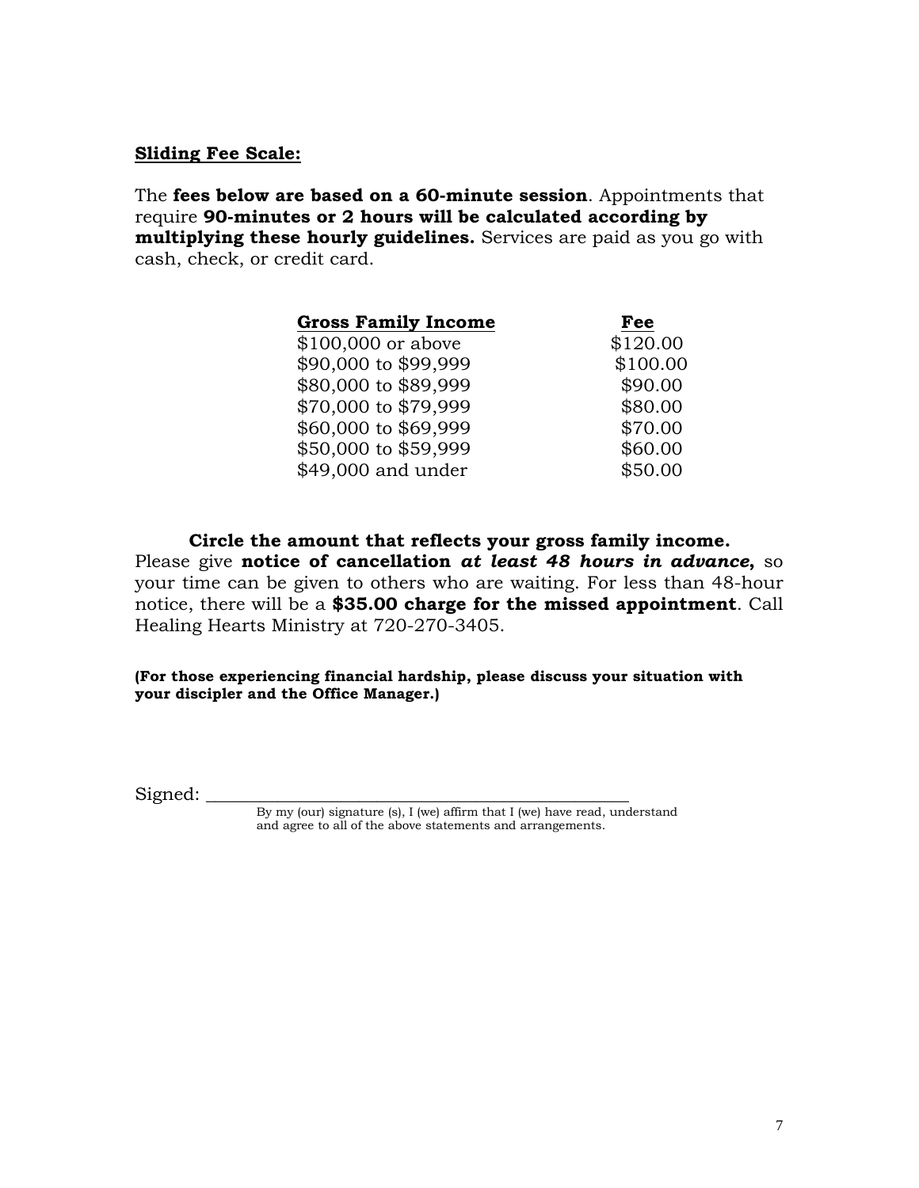**<u>Sliding Fee Scale:</u>**

The **fees below are based on a 60-minute session**. Appointments that require **90-minutes or 2 hours will be calculated according by multiplying these hourly guidelines.** Services are paid as you go with cash, check, or credit card.

| Gross Family Income | Fee |
|---|---|
| $100,000 or above | $120.00 |
| $90,000 to $99,999 | $100.00 |
| $80,000 to $89,999 | $90.00 |
| $70,000 to $79,999 | $80.00 |
| $60,000 to $69,999 | $70.00 |
| $50,000 to $59,999 | $60.00 |
| $49,000 and under | $50.00 |

**Circle the amount that reflects your gross family income.**

Please give **notice of cancellation *at least 48 hours in advance*,** so your time can be given to others who are waiting. For less than 48-hour notice, there will be a **$35.00 charge for the missed appointment**. Call Healing Hearts Ministry at 720-270-3405.

**(For those experiencing financial hardship, please discuss your situation with your discipler and the Office Manager.)**

Signed: ________________________________________________

By my (our) signature (s), I (we) affirm that I (we) have read, understand and agree to all of the above statements and arrangements.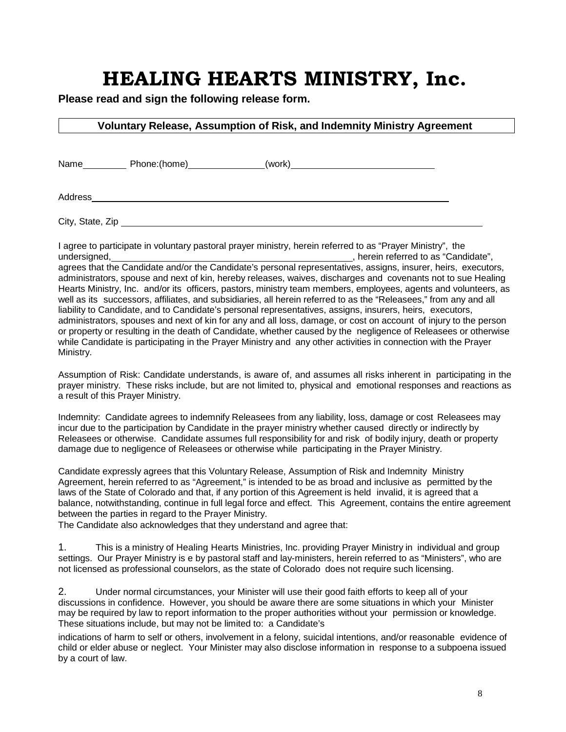# HEALING HEARTS MINISTRY, Inc.

**Please read and sign the following release form.**

**Voluntary Release, Assumption of Risk, and Indemnity Ministry Agreement**

Name__________ Phone:(home)________________(work)______________________________

Address_________________________________________________________________________________

City, State, Zip _________________________________________________________________________________

I agree to participate in voluntary pastoral prayer ministry, herein referred to as "Prayer Ministry", the undersigned,____________________________________________________, herein referred to as "Candidate", agrees that the Candidate and/or the Candidate's personal representatives, assigns, insurer, heirs, executors, administrators, spouse and next of kin, hereby releases, waives, discharges and covenants not to sue Healing Hearts Ministry, Inc. and/or its officers, pastors, ministry team members, employees, agents and volunteers, as well as its successors, affiliates, and subsidiaries, all herein referred to as the "Releasees," from any and all liability to Candidate, and to Candidate's personal representatives, assigns, insurers, heirs, executors, administrators, spouses and next of kin for any and all loss, damage, or cost on account of injury to the person or property or resulting in the death of Candidate, whether caused by the negligence of Releasees or otherwise while Candidate is participating in the Prayer Ministry and any other activities in connection with the Prayer Ministry.

Assumption of Risk: Candidate understands, is aware of, and assumes all risks inherent in participating in the prayer ministry. These risks include, but are not limited to, physical and emotional responses and reactions as a result of this Prayer Ministry.

Indemnity: Candidate agrees to indemnify Releasees from any liability, loss, damage or cost Releasees may incur due to the participation by Candidate in the prayer ministry whether caused directly or indirectly by Releasees or otherwise. Candidate assumes full responsibility for and risk of bodily injury, death or property damage due to negligence of Releasees or otherwise while participating in the Prayer Ministry.

Candidate expressly agrees that this Voluntary Release, Assumption of Risk and Indemnity Ministry Agreement, herein referred to as "Agreement," is intended to be as broad and inclusive as permitted by the laws of the State of Colorado and that, if any portion of this Agreement is held invalid, it is agreed that a balance, notwithstanding, continue in full legal force and effect. This Agreement, contains the entire agreement between the parties in regard to the Prayer Ministry.

The Candidate also acknowledges that they understand and agree that:

1. This is a ministry of Healing Hearts Ministries, Inc. providing Prayer Ministry in individual and group settings. Our Prayer Ministry is e by pastoral staff and lay-ministers, herein referred to as "Ministers", who are not licensed as professional counselors, as the state of Colorado does not require such licensing.

2. Under normal circumstances, your Minister will use their good faith efforts to keep all of your discussions in confidence. However, you should be aware there are some situations in which your Minister may be required by law to report information to the proper authorities without your permission or knowledge. These situations include, but may not be limited to: a Candidate's indications of harm to self or others, involvement in a felony, suicidal intentions, and/or reasonable evidence of child or elder abuse or neglect. Your Minister may also disclose information in response to a subpoena issued by a court of law.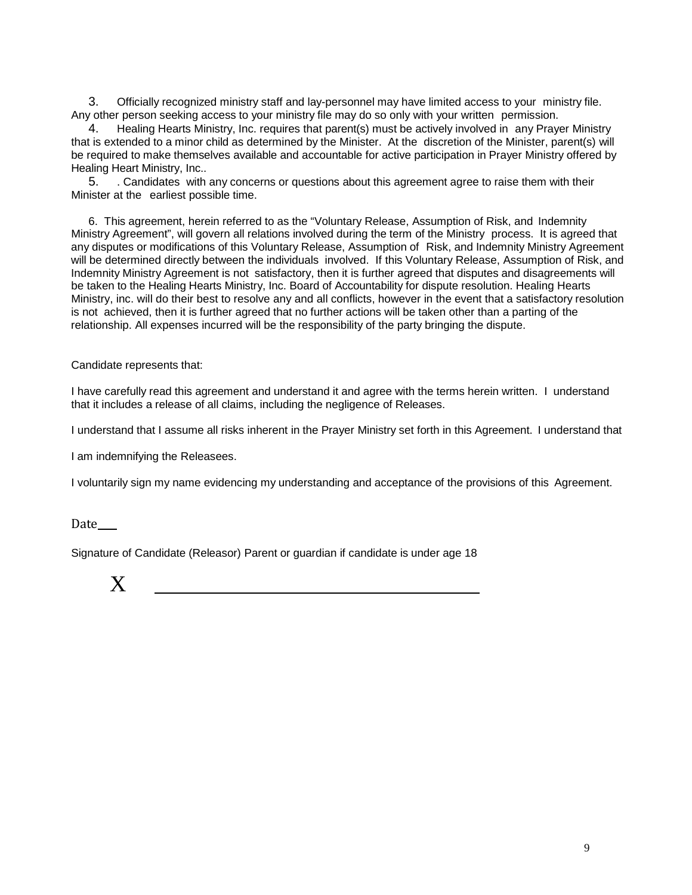3. Officially recognized ministry staff and lay-personnel may have limited access to your ministry file. Any other person seeking access to your ministry file may do so only with your written permission.

4. Healing Hearts Ministry, Inc. requires that parent(s) must be actively involved in any Prayer Ministry that is extended to a minor child as determined by the Minister. At the discretion of the Minister, parent(s) will be required to make themselves available and accountable for active participation in Prayer Ministry offered by Healing Heart Ministry, Inc..

5. . Candidates with any concerns or questions about this agreement agree to raise them with their Minister at the earliest possible time.

6. This agreement, herein referred to as the "Voluntary Release, Assumption of Risk, and Indemnity Ministry Agreement", will govern all relations involved during the term of the Ministry process. It is agreed that any disputes or modifications of this Voluntary Release, Assumption of Risk, and Indemnity Ministry Agreement will be determined directly between the individuals involved. If this Voluntary Release, Assumption of Risk, and Indemnity Ministry Agreement is not satisfactory, then it is further agreed that disputes and disagreements will be taken to the Healing Hearts Ministry, Inc. Board of Accountability for dispute resolution. Healing Hearts Ministry, inc. will do their best to resolve any and all conflicts, however in the event that a satisfactory resolution is not achieved, then it is further agreed that no further actions will be taken other than a parting of the relationship. All expenses incurred will be the responsibility of the party bringing the dispute.

Candidate represents that:

I have carefully read this agreement and understand it and agree with the terms herein written. I understand that it includes a release of all claims, including the negligence of Releases.

I understand that I assume all risks inherent in the Prayer Ministry set forth in this Agreement. I understand that

I am indemnifying the Releasees.

I voluntarily sign my name evidencing my understanding and acceptance of the provisions of this Agreement.

Date___

Signature of Candidate (Releasor) Parent or guardian if candidate is under age 18

X ________________________________________